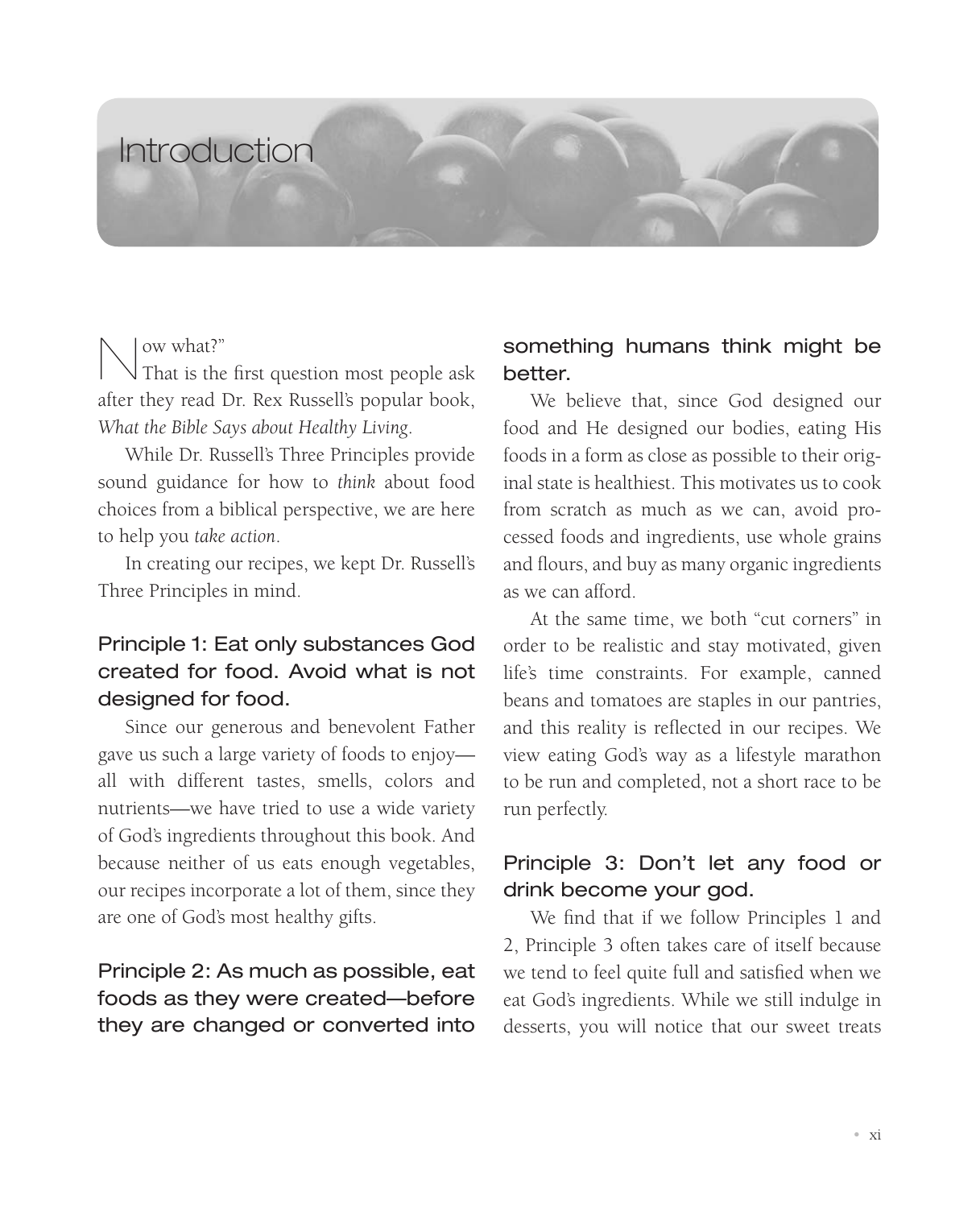# Introduction

"Now what?"

That is the first question most people ask after they read Dr. Rex Russell's popular book, *What the Bible Says about Healthy Living*.

While Dr. Russell's Three Principles provide sound guidance for how to *think* about food choices from a biblical perspective, we are here to help you *take action*.

In creating our recipes, we kept Dr. Russell's Three Principles in mind.

### Principle 1: Eat only substances God created for food. Avoid what is not designed for food.

Since our generous and benevolent Father gave us such a large variety of foods to enjoy—all with different tastes, smells, colors and nutrients—we have tried to use a wide variety of God's ingredients throughout this book. And because neither of us eats enough vegetables, our recipes incorporate a lot of them, since they are one of God's most healthy gifts.

### Principle 2: As much as possible, eat foods as they were created—before they are changed or converted into something humans think might be better.

We believe that, since God designed our food and He designed our bodies, eating His foods in a form as close as possible to their original state is healthiest. This motivates us to cook from scratch as much as we can, avoid processed foods and ingredients, use whole grains and flours, and buy as many organic ingredients as we can afford.

At the same time, we both "cut corners" in order to be realistic and stay motivated, given life's time constraints. For example, canned beans and tomatoes are staples in our pantries, and this reality is reflected in our recipes. We view eating God's way as a lifestyle marathon to be run and completed, not a short race to be run perfectly.

### Principle 3: Don't let any food or drink become your god.

We find that if we follow Principles 1 and 2, Principle 3 often takes care of itself because we tend to feel quite full and satisfied when we eat God's ingredients. While we still indulge in desserts, you will notice that our sweet treats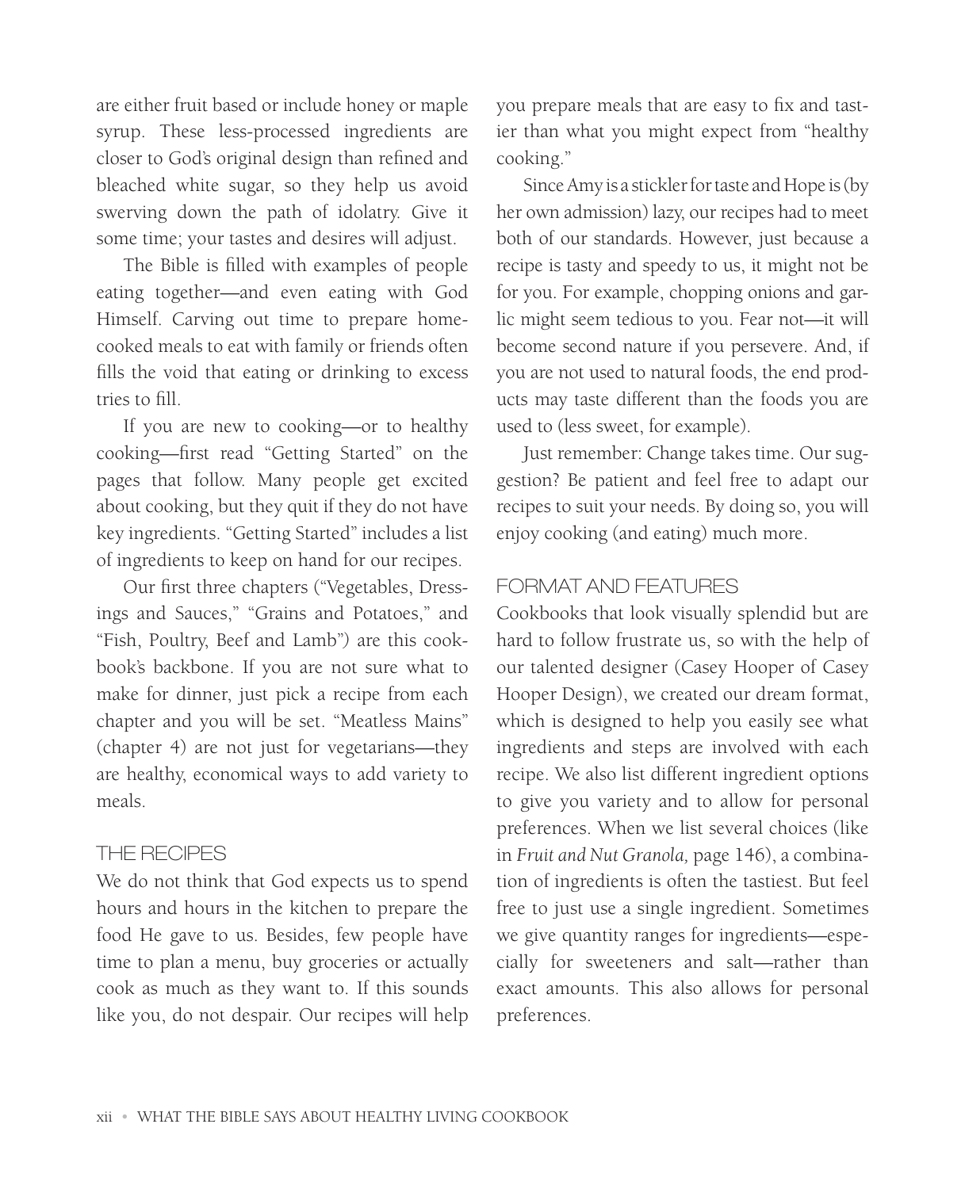are either fruit based or include honey or maple syrup. These less-processed ingredients are closer to God's original design than refined and bleached white sugar, so they help us avoid swerving down the path of idolatry. Give it some time; your tastes and desires will adjust.

The Bible is filled with examples of people eating together—and even eating with God Himself. Carving out time to prepare home-cooked meals to eat with family or friends often fills the void that eating or drinking to excess tries to fill.

If you are new to cooking—or to healthy cooking—first read "Getting Started" on the pages that follow. Many people get excited about cooking, but they quit if they do not have key ingredients. "Getting Started" includes a list of ingredients to keep on hand for our recipes.

Our first three chapters ("Vegetables, Dressings and Sauces," "Grains and Potatoes," and "Fish, Poultry, Beef and Lamb") are this cookbook's backbone. If you are not sure what to make for dinner, just pick a recipe from each chapter and you will be set. "Meatless Mains" (chapter 4) are not just for vegetarians—they are healthy, economical ways to add variety to meals.

## THE RECIPES

We do not think that God expects us to spend hours and hours in the kitchen to prepare the food He gave to us. Besides, few people have time to plan a menu, buy groceries or actually cook as much as they want to. If this sounds like you, do not despair. Our recipes will help you prepare meals that are easy to fix and tastier than what you might expect from "healthy cooking."

Since Amy is a stickler for taste and Hope is (by her own admission) lazy, our recipes had to meet both of our standards. However, just because a recipe is tasty and speedy to us, it might not be for you. For example, chopping onions and garlic might seem tedious to you. Fear not—it will become second nature if you persevere. And, if you are not used to natural foods, the end products may taste different than the foods you are used to (less sweet, for example).

Just remember: Change takes time. Our suggestion? Be patient and feel free to adapt our recipes to suit your needs. By doing so, you will enjoy cooking (and eating) much more.

## FORMAT AND FEATURES

Cookbooks that look visually splendid but are hard to follow frustrate us, so with the help of our talented designer (Casey Hooper of Casey Hooper Design), we created our dream format, which is designed to help you easily see what ingredients and steps are involved with each recipe. We also list different ingredient options to give you variety and to allow for personal preferences. When we list several choices (like in *Fruit and Nut Granola,* page 146), a combination of ingredients is often the tastiest. But feel free to just use a single ingredient. Sometimes we give quantity ranges for ingredients—especially for sweeteners and salt—rather than exact amounts. This also allows for personal preferences.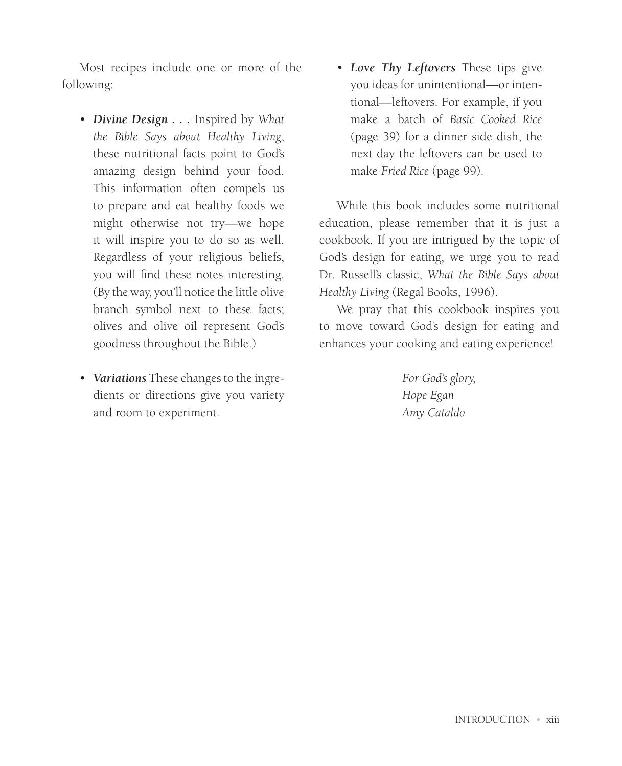Most recipes include one or more of the following:

- ***Divine Design . . .*** Inspired by *What the Bible Says about Healthy Living*, these nutritional facts point to God's amazing design behind your food. This information often compels us to prepare and eat healthy foods we might otherwise not try—we hope it will inspire you to do so as well. Regardless of your religious beliefs, you will find these notes interesting. (By the way, you'll notice the little olive branch symbol next to these facts; olives and olive oil represent God's goodness throughout the Bible.)

- ***Variations*** These changes to the ingredients or directions give you variety and room to experiment.

- ***Love Thy Leftovers*** These tips give you ideas for unintentional—or intentional—leftovers. For example, if you make a batch of *Basic Cooked Rice* (page 39) for a dinner side dish, the next day the leftovers can be used to make *Fried Rice* (page 99).

While this book includes some nutritional education, please remember that it is just a cookbook. If you are intrigued by the topic of God's design for eating, we urge you to read Dr. Russell's classic, *What the Bible Says about Healthy Living* (Regal Books, 1996).

We pray that this cookbook inspires you to move toward God's design for eating and enhances your cooking and eating experience!

*For God's glory,*
*Hope Egan*
*Amy Cataldo*